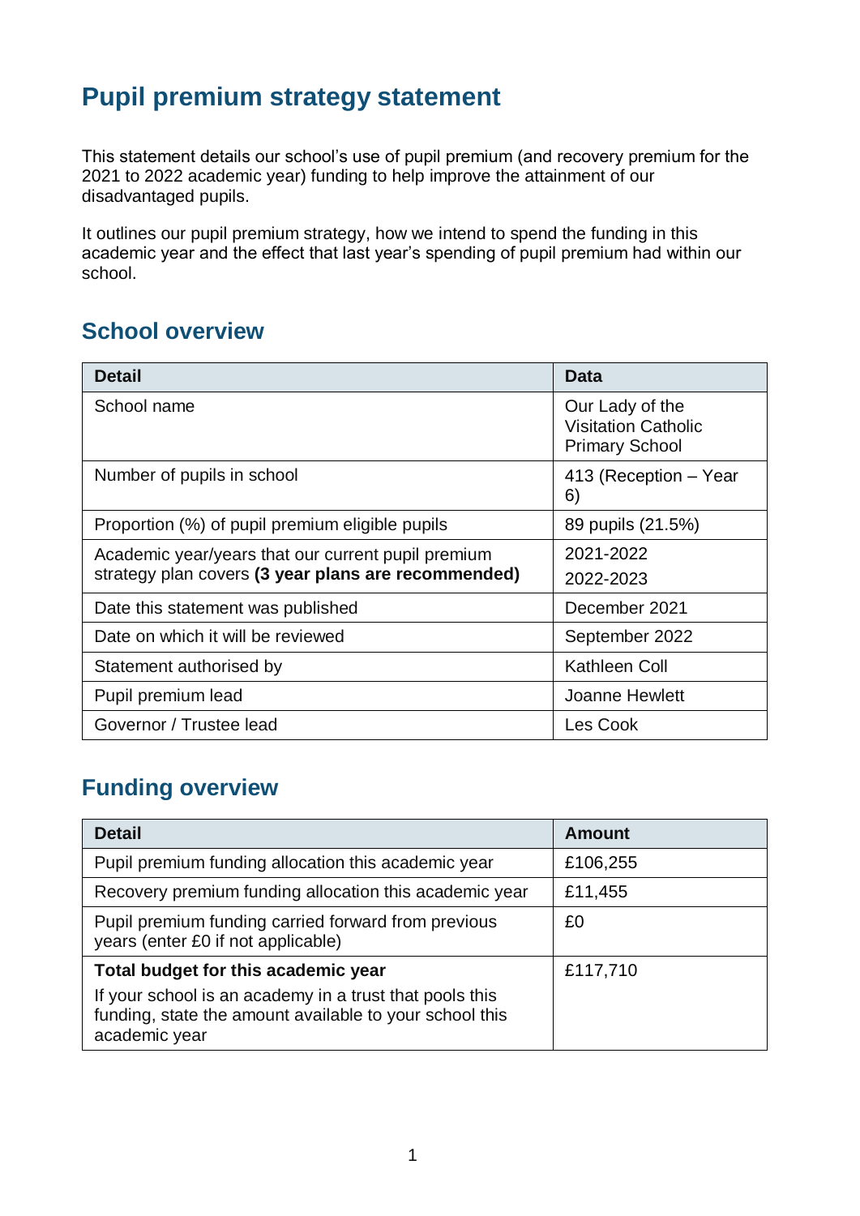# Pupil premium strategy statement

This statement details our school's use of pupil premium (and recovery premium for the 2021 to 2022 academic year) funding to help improve the attainment of our disadvantaged pupils.

It outlines our pupil premium strategy, how we intend to spend the funding in this academic year and the effect that last year's spending of pupil premium had within our school.

## School overview

| Detail | Data |
|---|---|
| School name | Our Lady of the Visitation Catholic Primary School |
| Number of pupils in school | 413 (Reception – Year 6) |
| Proportion (%) of pupil premium eligible pupils | 89 pupils (21.5%) |
| Academic year/years that our current pupil premium strategy plan covers **(3 year plans are recommended)** | 2021-2022<br>2022-2023 |
| Date this statement was published | December 2021 |
| Date on which it will be reviewed | September 2022 |
| Statement authorised by | Kathleen Coll |
| Pupil premium lead | Joanne Hewlett |
| Governor / Trustee lead | Les Cook |

## Funding overview

| Detail | Amount |
|---|---|
| Pupil premium funding allocation this academic year | £106,255 |
| Recovery premium funding allocation this academic year | £11,455 |
| Pupil premium funding carried forward from previous years (enter £0 if not applicable) | £0 |
| **Total budget for this academic year**<br>If your school is an academy in a trust that pools this funding, state the amount available to your school this academic year | £117,710 |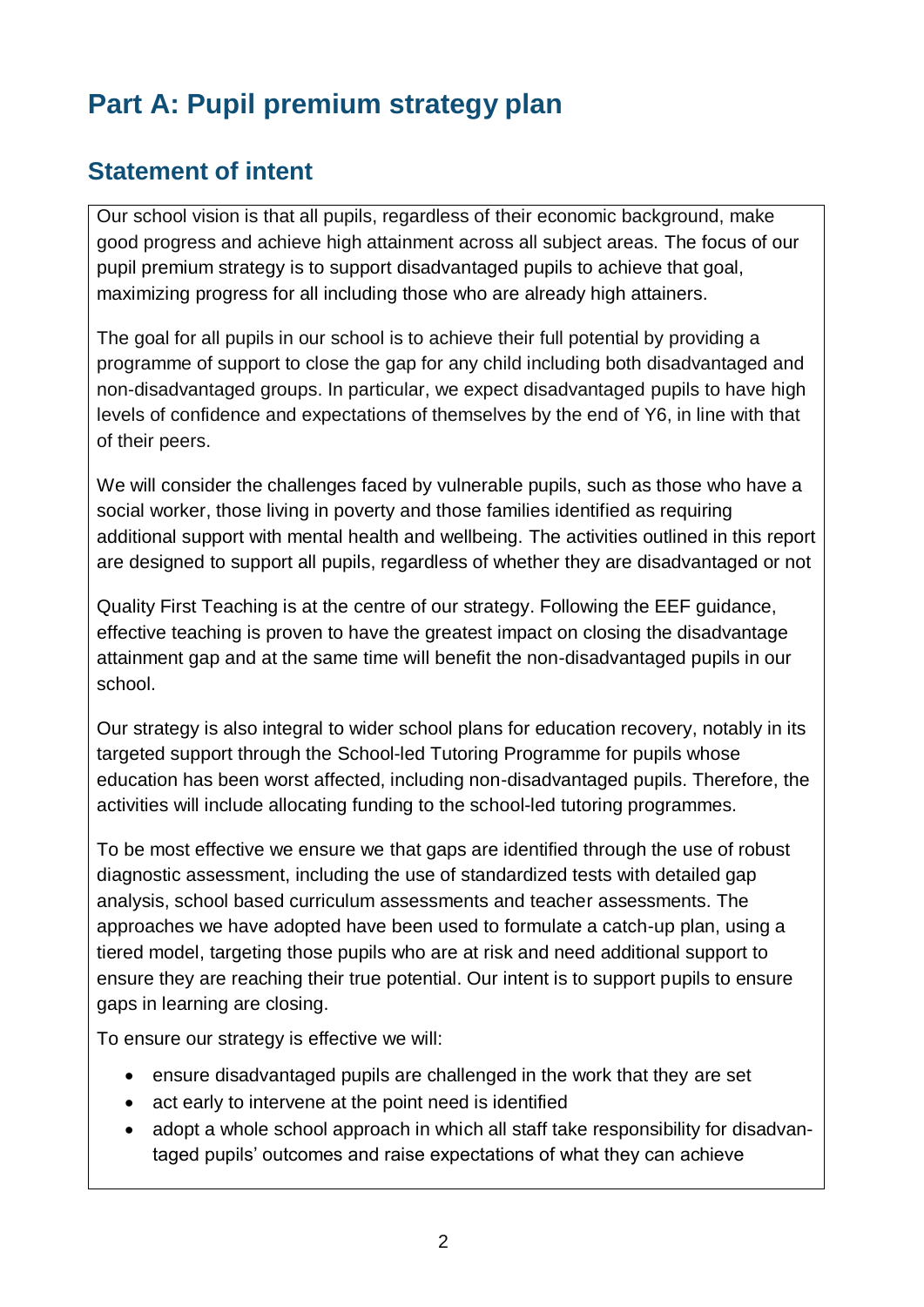# Part A: Pupil premium strategy plan

## Statement of intent

Our school vision is that all pupils, regardless of their economic background, make good progress and achieve high attainment across all subject areas. The focus of our pupil premium strategy is to support disadvantaged pupils to achieve that goal, maximizing progress for all including those who are already high attainers.

The goal for all pupils in our school is to achieve their full potential by providing a programme of support to close the gap for any child including both disadvantaged and non-disadvantaged groups. In particular, we expect disadvantaged pupils to have high levels of confidence and expectations of themselves by the end of Y6, in line with that of their peers.

We will consider the challenges faced by vulnerable pupils, such as those who have a social worker, those living in poverty and those families identified as requiring additional support with mental health and wellbeing. The activities outlined in this report are designed to support all pupils, regardless of whether they are disadvantaged or not

Quality First Teaching is at the centre of our strategy. Following the EEF guidance, effective teaching is proven to have the greatest impact on closing the disadvantage attainment gap and at the same time will benefit the non-disadvantaged pupils in our school.

Our strategy is also integral to wider school plans for education recovery, notably in its targeted support through the School-led Tutoring Programme for pupils whose education has been worst affected, including non-disadvantaged pupils. Therefore, the activities will include allocating funding to the school-led tutoring programmes.

To be most effective we ensure we that gaps are identified through the use of robust diagnostic assessment, including the use of standardized tests with detailed gap analysis, school based curriculum assessments and teacher assessments. The approaches we have adopted have been used to formulate a catch-up plan, using a tiered model, targeting those pupils who are at risk and need additional support to ensure they are reaching their true potential. Our intent is to support pupils to ensure gaps in learning are closing.

To ensure our strategy is effective we will:

- ensure disadvantaged pupils are challenged in the work that they are set
- act early to intervene at the point need is identified
- adopt a whole school approach in which all staff take responsibility for disadvantaged pupils' outcomes and raise expectations of what they can achieve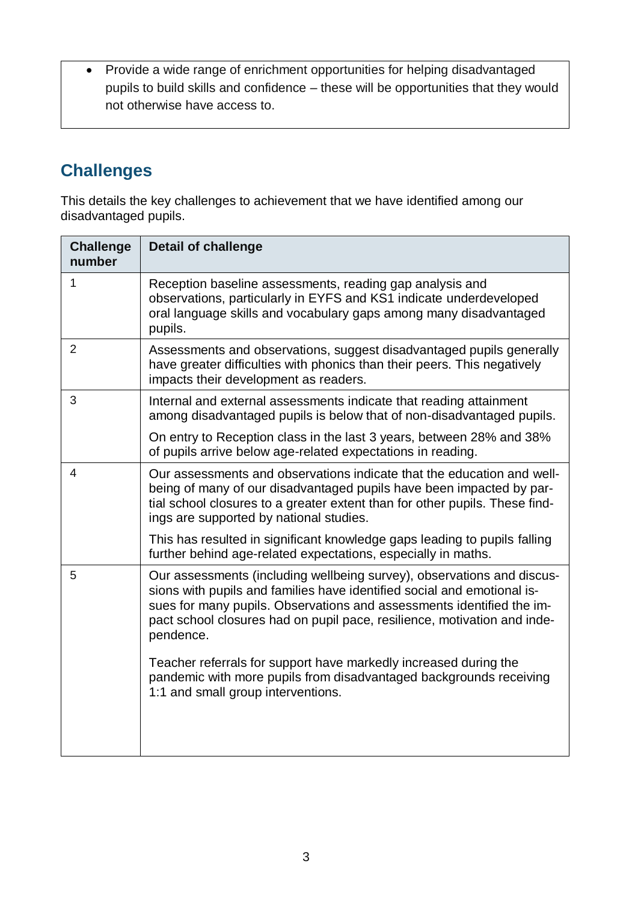- Provide a wide range of enrichment opportunities for helping disadvantaged pupils to build skills and confidence – these will be opportunities that they would not otherwise have access to.

## Challenges

This details the key challenges to achievement that we have identified among our disadvantaged pupils.

| Challenge number | Detail of challenge |
| --- | --- |
| 1 | Reception baseline assessments, reading gap analysis and observations, particularly in EYFS and KS1 indicate underdeveloped oral language skills and vocabulary gaps among many disadvantaged pupils. |
| 2 | Assessments and observations, suggest disadvantaged pupils generally have greater difficulties with phonics than their peers. This negatively impacts their development as readers. |
| 3 | Internal and external assessments indicate that reading attainment among disadvantaged pupils is below that of non-disadvantaged pupils.<br><br>On entry to Reception class in the last 3 years, between 28% and 38% of pupils arrive below age-related expectations in reading. |
| 4 | Our assessments and observations indicate that the education and wellbeing of many of our disadvantaged pupils have been impacted by partial school closures to a greater extent than for other pupils. These findings are supported by national studies.<br><br>This has resulted in significant knowledge gaps leading to pupils falling further behind age-related expectations, especially in maths. |
| 5 | Our assessments (including wellbeing survey), observations and discussions with pupils and families have identified social and emotional issues for many pupils. Observations and assessments identified the impact school closures had on pupil pace, resilience, motivation and independence.<br><br>Teacher referrals for support have markedly increased during the pandemic with more pupils from disadvantaged backgrounds receiving 1:1 and small group interventions. |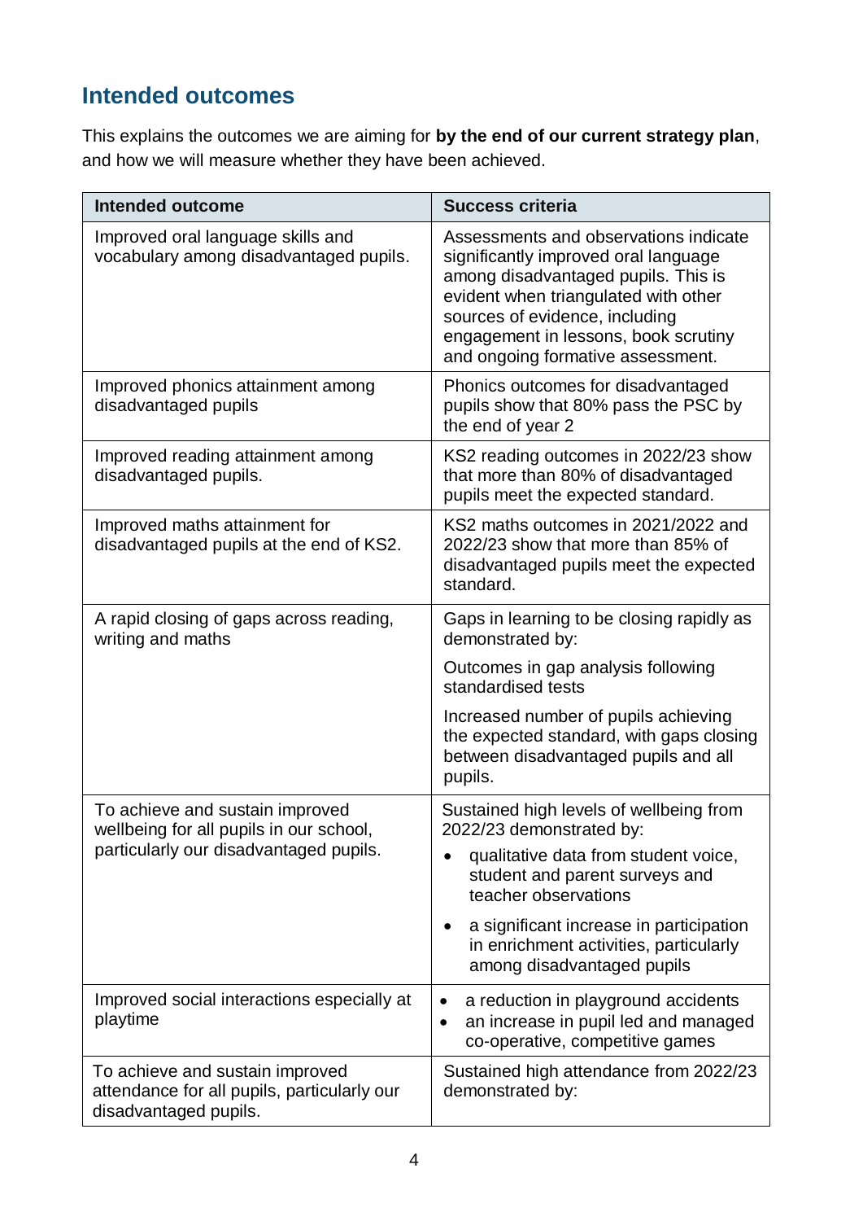## Intended outcomes

This explains the outcomes we are aiming for **by the end of our current strategy plan**, and how we will measure whether they have been achieved.

| Intended outcome | Success criteria |
|---|---|
| Improved oral language skills and vocabulary among disadvantaged pupils. | Assessments and observations indicate significantly improved oral language among disadvantaged pupils. This is evident when triangulated with other sources of evidence, including engagement in lessons, book scrutiny and ongoing formative assessment. |
| Improved phonics attainment among disadvantaged pupils | Phonics outcomes for disadvantaged pupils show that 80% pass the PSC by the end of year 2 |
| Improved reading attainment among disadvantaged pupils. | KS2 reading outcomes in 2022/23 show that more than 80% of disadvantaged pupils meet the expected standard. |
| Improved maths attainment for disadvantaged pupils at the end of KS2. | KS2 maths outcomes in 2021/2022 and 2022/23 show that more than 85% of disadvantaged pupils meet the expected standard. |
| A rapid closing of gaps across reading, writing and maths | Gaps in learning to be closing rapidly as demonstrated by:<br><br>Outcomes in gap analysis following standardised tests<br><br>Increased number of pupils achieving the expected standard, with gaps closing between disadvantaged pupils and all pupils. |
| To achieve and sustain improved wellbeing for all pupils in our school, particularly our disadvantaged pupils. | Sustained high levels of wellbeing from 2022/23 demonstrated by:<br>• qualitative data from student voice, student and parent surveys and teacher observations<br>• a significant increase in participation in enrichment activities, particularly among disadvantaged pupils |
| Improved social interactions especially at playtime | • a reduction in playground accidents<br>• an increase in pupil led and managed co-operative, competitive games |
| To achieve and sustain improved attendance for all pupils, particularly our disadvantaged pupils. | Sustained high attendance from 2022/23 demonstrated by: |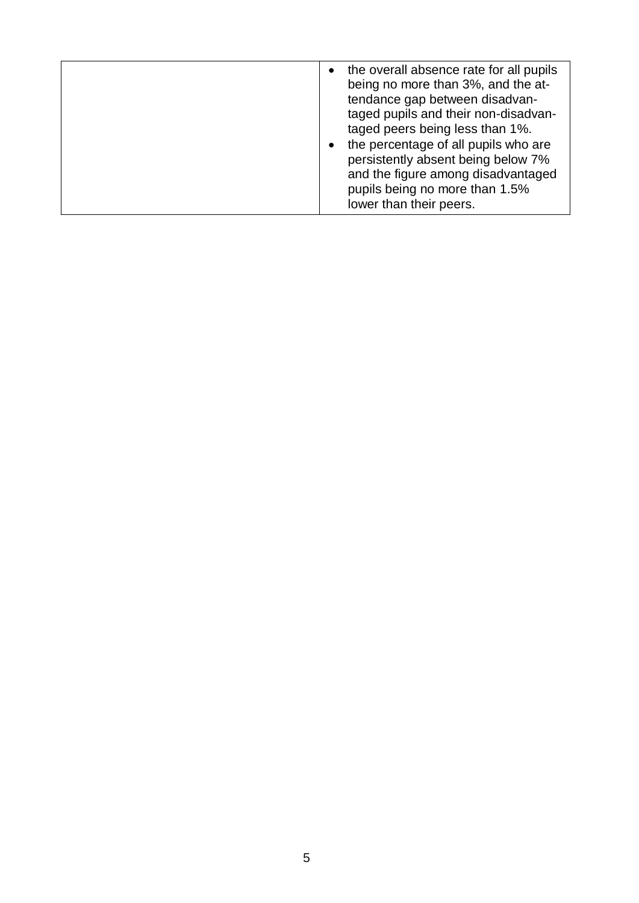| | |
|---|---|
| | - the overall absence rate for all pupils being no more than 3%, and the attendance gap between disadvantaged pupils and their non-disadvantaged peers being less than 1%.<br>- the percentage of all pupils who are persistently absent being below 7% and the figure among disadvantaged pupils being no more than 1.5% lower than their peers. |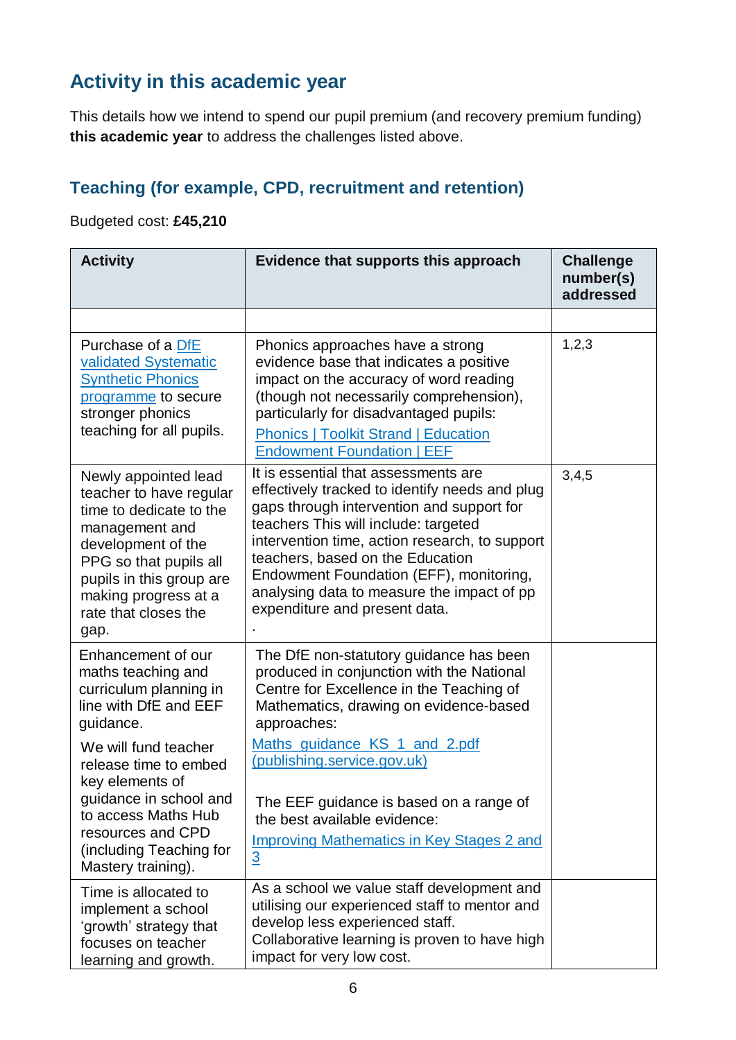## Activity in this academic year

This details how we intend to spend our pupil premium (and recovery premium funding) **this academic year** to address the challenges listed above.

### Teaching (for example, CPD, recruitment and retention)

Budgeted cost: **£45,210**

| Activity | Evidence that supports this approach | Challenge number(s) addressed |
|---|---|---|
| | | |
| Purchase of a DfE validated Systematic Synthetic Phonics programme to secure stronger phonics teaching for all pupils. | Phonics approaches have a strong evidence base that indicates a positive impact on the accuracy of word reading (though not necessarily comprehension), particularly for disadvantaged pupils: Phonics \| Toolkit Strand \| Education Endowment Foundation \| EEF | 1,2,3 |
| Newly appointed lead teacher to have regular time to dedicate to the management and development of the PPG so that pupils all pupils in this group are making progress at a rate that closes the gap. | It is essential that assessments are effectively tracked to identify needs and plug gaps through intervention and support for teachers This will include: targeted intervention time, action research, to support teachers, based on the Education Endowment Foundation (EFF), monitoring, analysing data to measure the impact of pp expenditure and present data. . | 3,4,5 |
| Enhancement of our maths teaching and curriculum planning in line with DfE and EEF guidance. We will fund teacher release time to embed key elements of guidance in school and to access Maths Hub resources and CPD (including Teaching for Mastery training). | The DfE non-statutory guidance has been produced in conjunction with the National Centre for Excellence in the Teaching of Mathematics, drawing on evidence-based approaches: Maths_guidance_KS_1_and_2.pdf (publishing.service.gov.uk) The EEF guidance is based on a range of the best available evidence: Improving Mathematics in Key Stages 2 and 3 | |
| Time is allocated to implement a school 'growth' strategy that focuses on teacher learning and growth. | As a school we value staff development and utilising our experienced staff to mentor and develop less experienced staff. Collaborative learning is proven to have high impact for very low cost. | |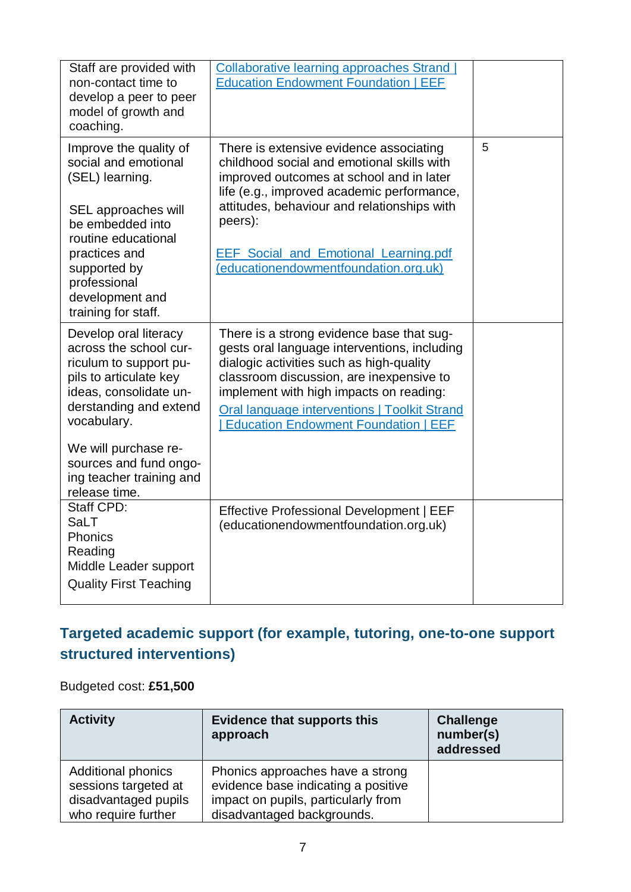| | | |
|---|---|---|
| Staff are provided with non-contact time to develop a peer to peer model of growth and coaching. | Collaborative learning approaches Strand \| Education Endowment Foundation \| EEF | |
| Improve the quality of social and emotional (SEL) learning.<br><br>SEL approaches will be embedded into routine educational practices and supported by professional development and training for staff. | There is extensive evidence associating childhood social and emotional skills with improved outcomes at school and in later life (e.g., improved academic performance, attitudes, behaviour and relationships with peers):<br><br>EEF_Social_and_Emotional_Learning.pdf (educationendowmentfoundation.org.uk) | 5 |
| Develop oral literacy across the school curriculum to support pupils to articulate key ideas, consolidate understanding and extend vocabulary.<br><br>We will purchase resources and fund ongoing teacher training and release time. | There is a strong evidence base that suggests oral language interventions, including dialogic activities such as high-quality classroom discussion, are inexpensive to implement with high impacts on reading:<br>Oral language interventions \| Toolkit Strand \| Education Endowment Foundation \| EEF | |
| Staff CPD:<br>SaLT<br>Phonics<br>Reading<br>Middle Leader support<br>Quality First Teaching | Effective Professional Development \| EEF (educationendowmentfoundation.org.uk) | |

## Targeted academic support (for example, tutoring, one-to-one support structured interventions)

Budgeted cost: **£51,500**

| Activity | Evidence that supports this approach | Challenge number(s) addressed |
|---|---|---|
| Additional phonics sessions targeted at disadvantaged pupils who require further | Phonics approaches have a strong evidence base indicating a positive impact on pupils, particularly from disadvantaged backgrounds. | |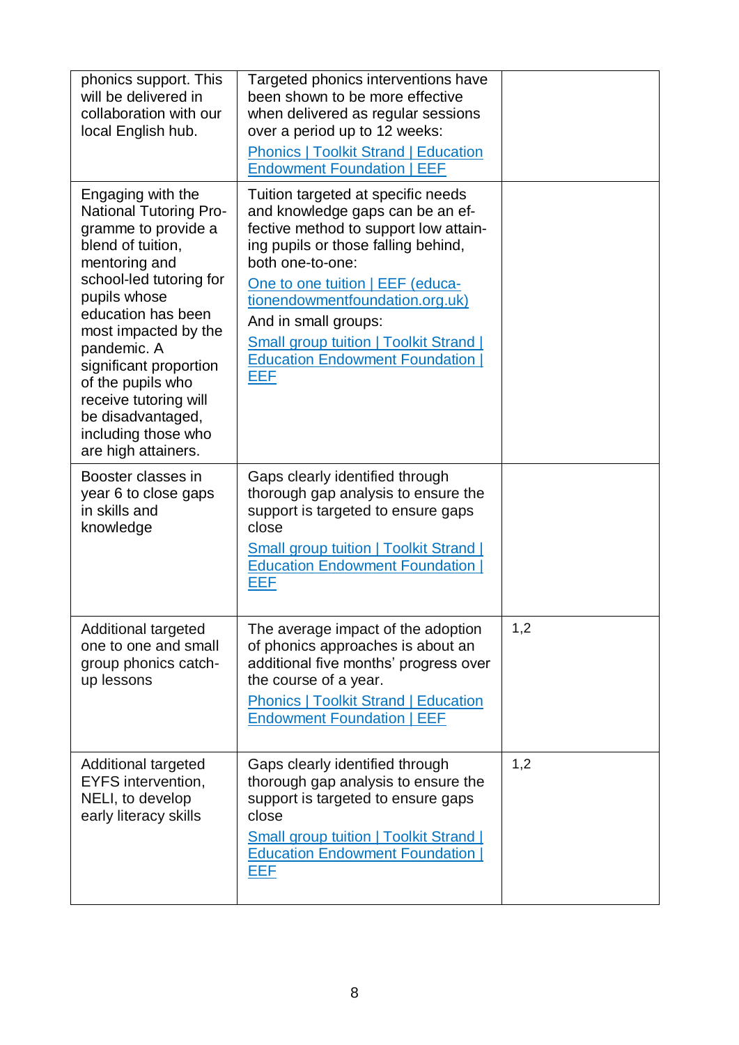| | | |
|---|---|---|
| phonics support. This will be delivered in collaboration with our local English hub. | Targeted phonics interventions have been shown to be more effective when delivered as regular sessions over a period up to 12 weeks: [Phonics \| Toolkit Strand \| Education Endowment Foundation \| EEF] | |
| Engaging with the National Tutoring Programme to provide a blend of tuition, mentoring and school-led tutoring for pupils whose education has been most impacted by the pandemic. A significant proportion of the pupils who receive tutoring will be disadvantaged, including those who are high attainers. | Tuition targeted at specific needs and knowledge gaps can be an effective method to support low attaining pupils or those falling behind, both one-to-one: [One to one tuition \| EEF (educationendowmentfoundation.org.uk)] And in small groups: [Small group tuition \| Toolkit Strand \| Education Endowment Foundation \| EEF] | |
| Booster classes in year 6 to close gaps in skills and knowledge | Gaps clearly identified through thorough gap analysis to ensure the support is targeted to ensure gaps close [Small group tuition \| Toolkit Strand \| Education Endowment Foundation \| EEF] | |
| Additional targeted one to one and small group phonics catch-up lessons | The average impact of the adoption of phonics approaches is about an additional five months' progress over the course of a year. [Phonics \| Toolkit Strand \| Education Endowment Foundation \| EEF] | 1,2 |
| Additional targeted EYFS intervention, NELI, to develop early literacy skills | Gaps clearly identified through thorough gap analysis to ensure the support is targeted to ensure gaps close [Small group tuition \| Toolkit Strand \| Education Endowment Foundation \| EEF] | 1,2 |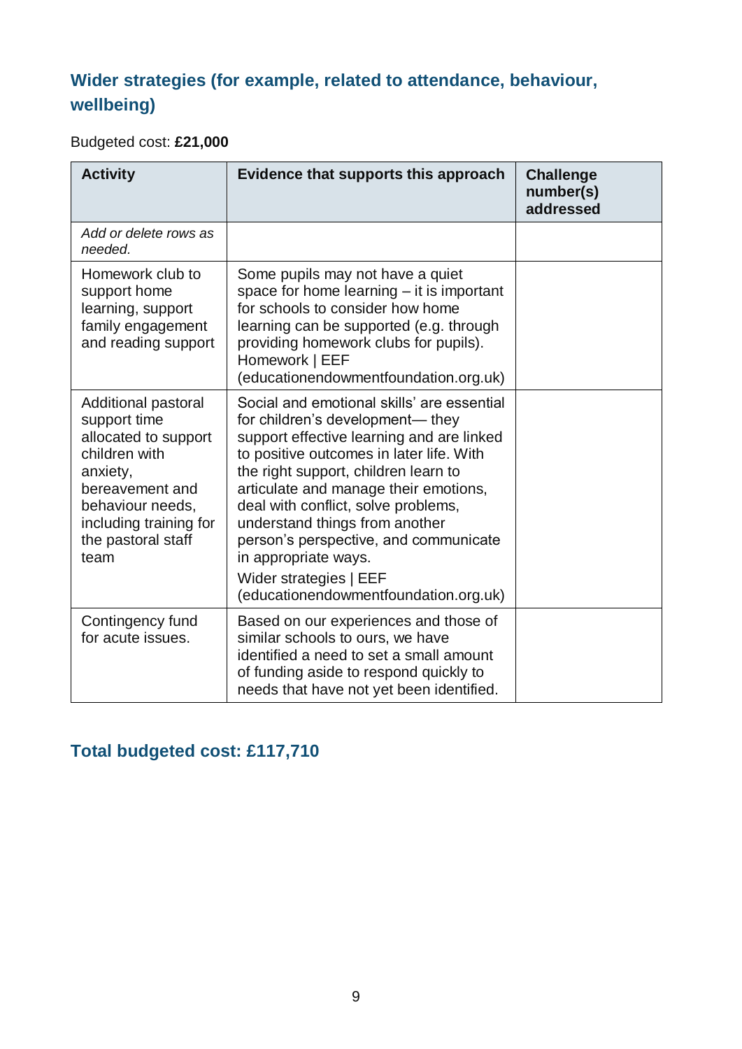## Wider strategies (for example, related to attendance, behaviour, wellbeing)

Budgeted cost: **£21,000**

| Activity | Evidence that supports this approach | Challenge number(s) addressed |
|---|---|---|
| *Add or delete rows as needed.* | | |
| Homework club to support home learning, support family engagement and reading support | Some pupils may not have a quiet space for home learning – it is important for schools to consider how home learning can be supported (e.g. through providing homework clubs for pupils). Homework \| EEF (educationendowmentfoundation.org.uk) | |
| Additional pastoral support time allocated to support children with anxiety, bereavement and behaviour needs, including training for the pastoral staff team | Social and emotional skills' are essential for children's development— they support effective learning and are linked to positive outcomes in later life. With the right support, children learn to articulate and manage their emotions, deal with conflict, solve problems, understand things from another person's perspective, and communicate in appropriate ways. Wider strategies \| EEF (educationendowmentfoundation.org.uk) | |
| Contingency fund for acute issues. | Based on our experiences and those of similar schools to ours, we have identified a need to set a small amount of funding aside to respond quickly to needs that have not yet been identified. | |

## Total budgeted cost: £117,710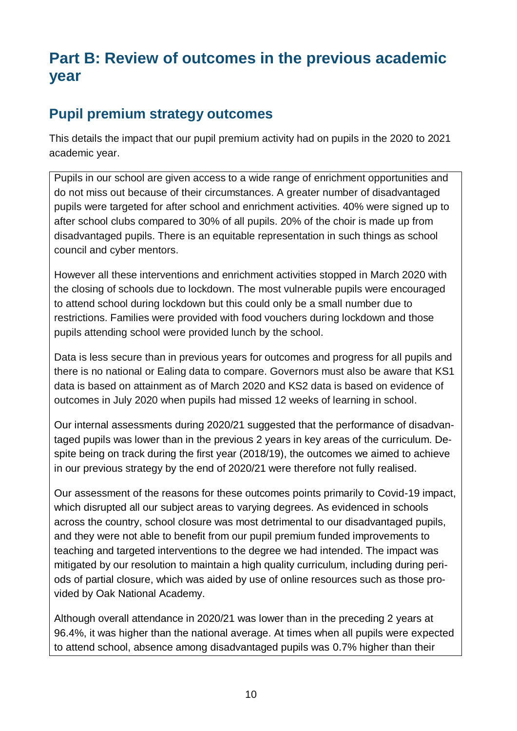# Part B: Review of outcomes in the previous academic year

## Pupil premium strategy outcomes

This details the impact that our pupil premium activity had on pupils in the 2020 to 2021 academic year.

Pupils in our school are given access to a wide range of enrichment opportunities and do not miss out because of their circumstances. A greater number of disadvantaged pupils were targeted for after school and enrichment activities. 40% were signed up to after school clubs compared to 30% of all pupils. 20% of the choir is made up from disadvantaged pupils. There is an equitable representation in such things as school council and cyber mentors.

However all these interventions and enrichment activities stopped in March 2020 with the closing of schools due to lockdown. The most vulnerable pupils were encouraged to attend school during lockdown but this could only be a small number due to restrictions. Families were provided with food vouchers during lockdown and those pupils attending school were provided lunch by the school.

Data is less secure than in previous years for outcomes and progress for all pupils and there is no national or Ealing data to compare. Governors must also be aware that KS1 data is based on attainment as of March 2020 and KS2 data is based on evidence of outcomes in July 2020 when pupils had missed 12 weeks of learning in school.

Our internal assessments during 2020/21 suggested that the performance of disadvantaged pupils was lower than in the previous 2 years in key areas of the curriculum. Despite being on track during the first year (2018/19), the outcomes we aimed to achieve in our previous strategy by the end of 2020/21 were therefore not fully realised.

Our assessment of the reasons for these outcomes points primarily to Covid-19 impact, which disrupted all our subject areas to varying degrees. As evidenced in schools across the country, school closure was most detrimental to our disadvantaged pupils, and they were not able to benefit from our pupil premium funded improvements to teaching and targeted interventions to the degree we had intended. The impact was mitigated by our resolution to maintain a high quality curriculum, including during periods of partial closure, which was aided by use of online resources such as those provided by Oak National Academy.

Although overall attendance in 2020/21 was lower than in the preceding 2 years at 96.4%, it was higher than the national average. At times when all pupils were expected to attend school, absence among disadvantaged pupils was 0.7% higher than their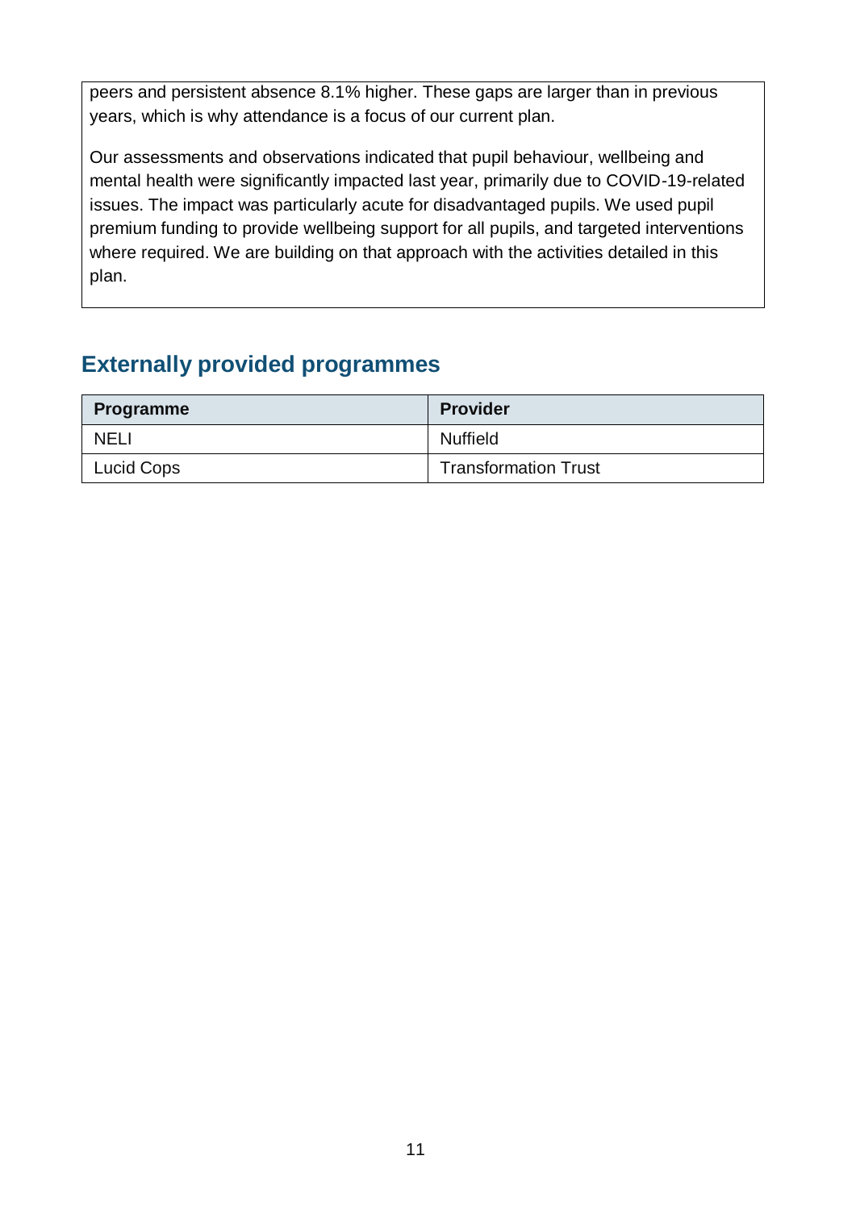peers and persistent absence 8.1% higher. These gaps are larger than in previous years, which is why attendance is a focus of our current plan.

Our assessments and observations indicated that pupil behaviour, wellbeing and mental health were significantly impacted last year, primarily due to COVID-19-related issues. The impact was particularly acute for disadvantaged pupils. We used pupil premium funding to provide wellbeing support for all pupils, and targeted interventions where required. We are building on that approach with the activities detailed in this plan.

## Externally provided programmes

| Programme | Provider |
|---|---|
| NELI | Nuffield |
| Lucid Cops | Transformation Trust |